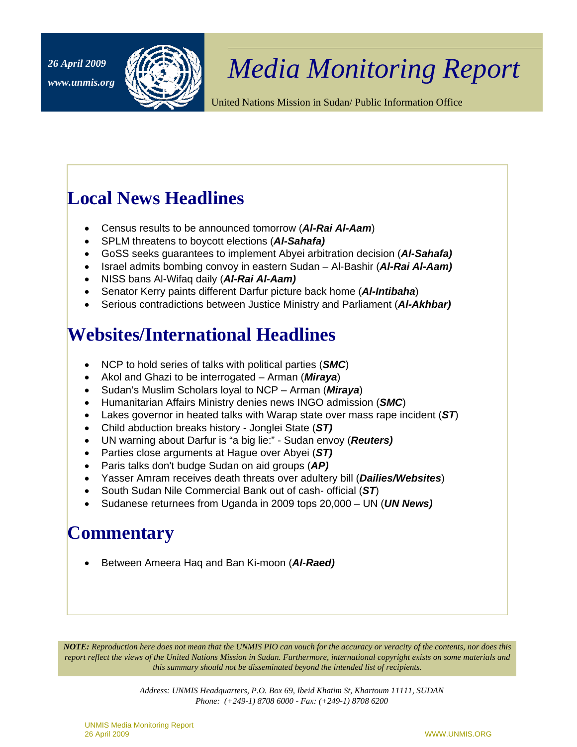*26 April 2009*

*www.unmis.org*

# Media Monitoring Report

United Nations Mission in Sudan/ Public Information Office

## Local News Headlines

- Census results to be announced tomorrow (***Al-Rai Al-Aam***)
- SPLM threatens to boycott elections (***Al-Sahafa)***
- GoSS seeks guarantees to implement Abyei arbitration decision (***Al-Sahafa)***
- Israel admits bombing convoy in eastern Sudan – Al-Bashir (***Al-Rai Al-Aam)***
- NISS bans Al-Wifaq daily (***Al-Rai Al-Aam)***
- Senator Kerry paints different Darfur picture back home (***Al-Intibaha***)
- Serious contradictions between Justice Ministry and Parliament (***Al-Akhbar)***

## Websites/International Headlines

- NCP to hold series of talks with political parties (***SMC***)
- Akol and Ghazi to be interrogated – Arman (***Miraya***)
- Sudan's Muslim Scholars loyal to NCP – Arman (***Miraya***)
- Humanitarian Affairs Ministry denies news INGO admission (***SMC***)
- Lakes governor in heated talks with Warap state over mass rape incident (***ST***)
- Child abduction breaks history - Jonglei State (***ST)***
- UN warning about Darfur is "a big lie:" - Sudan envoy (***Reuters)***
- Parties close arguments at Hague over Abyei (***ST)***
- Paris talks don't budge Sudan on aid groups (***AP)***
- Yasser Amram receives death threats over adultery bill (***Dailies/Websites***)
- South Sudan Nile Commercial Bank out of cash- official (***ST***)
- Sudanese returnees from Uganda in 2009 tops 20,000 – UN (***UN News)***

## Commentary

- Between Ameera Haq and Ban Ki-moon (***Al-Raed)***

***NOTE:*** *Reproduction here does not mean that the UNMIS PIO can vouch for the accuracy or veracity of the contents, nor does this report reflect the views of the United Nations Mission in Sudan. Furthermore, international copyright exists on some materials and this summary should not be disseminated beyond the intended list of recipients.*

*Address: UNMIS Headquarters, P.O. Box 69, Ibeid Khatim St, Khartoum 11111, SUDAN*
*Phone: (+249-1) 8708 6000 - Fax: (+249-1) 8708 6200*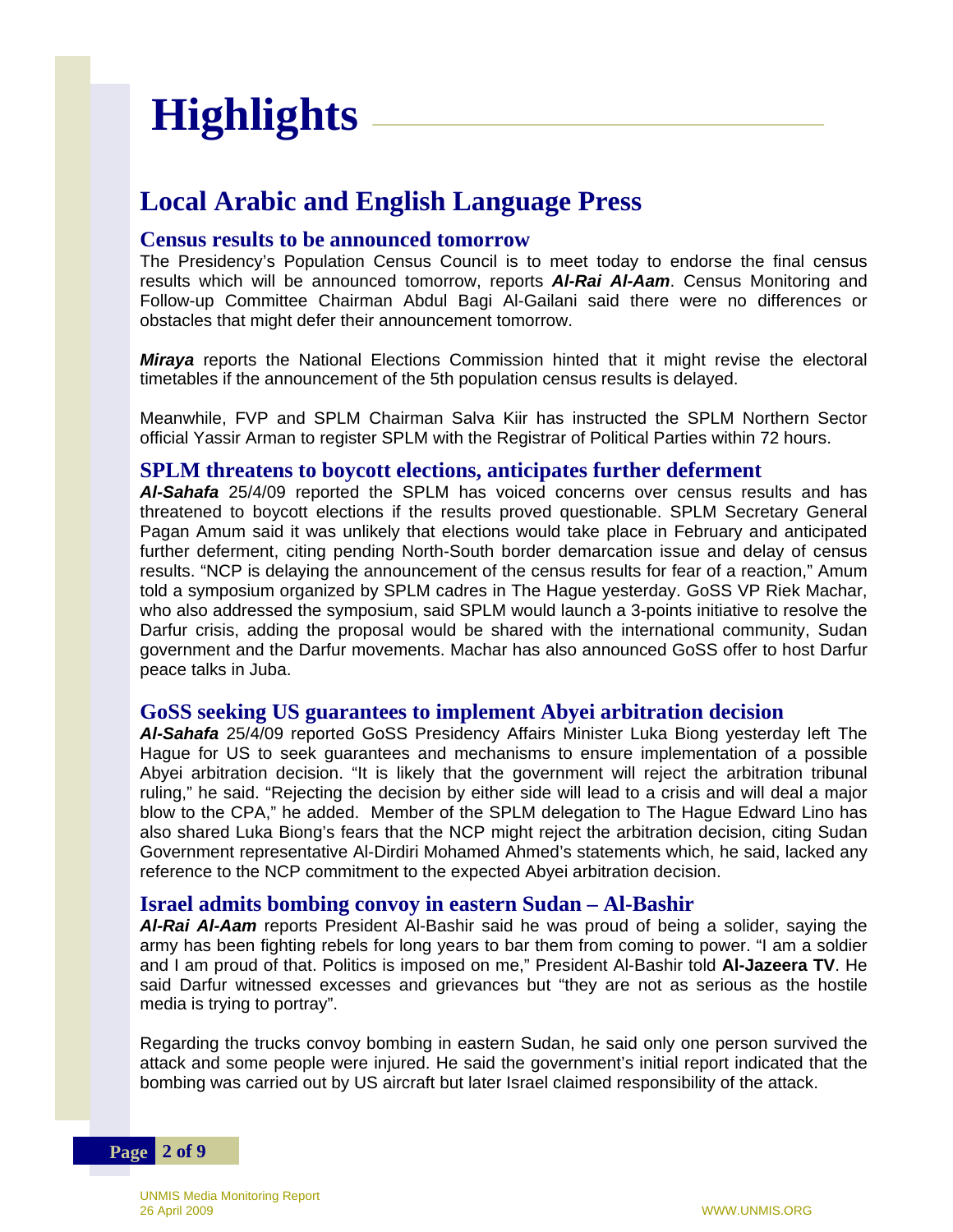# Highlights

## Local Arabic and English Language Press

### Census results to be announced tomorrow

The Presidency's Population Census Council is to meet today to endorse the final census results which will be announced tomorrow, reports ***Al-Rai Al-Aam***. Census Monitoring and Follow-up Committee Chairman Abdul Bagi Al-Gailani said there were no differences or obstacles that might defer their announcement tomorrow.

***Miraya*** reports the National Elections Commission hinted that it might revise the electoral timetables if the announcement of the 5th population census results is delayed.

Meanwhile, FVP and SPLM Chairman Salva Kiir has instructed the SPLM Northern Sector official Yassir Arman to register SPLM with the Registrar of Political Parties within 72 hours.

### SPLM threatens to boycott elections, anticipates further deferment

***Al-Sahafa*** 25/4/09 reported the SPLM has voiced concerns over census results and has threatened to boycott elections if the results proved questionable. SPLM Secretary General Pagan Amum said it was unlikely that elections would take place in February and anticipated further deferment, citing pending North-South border demarcation issue and delay of census results. "NCP is delaying the announcement of the census results for fear of a reaction," Amum told a symposium organized by SPLM cadres in The Hague yesterday. GoSS VP Riek Machar, who also addressed the symposium, said SPLM would launch a 3-points initiative to resolve the Darfur crisis, adding the proposal would be shared with the international community, Sudan government and the Darfur movements. Machar has also announced GoSS offer to host Darfur peace talks in Juba.

### GoSS seeking US guarantees to implement Abyei arbitration decision

***Al-Sahafa*** 25/4/09 reported GoSS Presidency Affairs Minister Luka Biong yesterday left The Hague for US to seek guarantees and mechanisms to ensure implementation of a possible Abyei arbitration decision. "It is likely that the government will reject the arbitration tribunal ruling," he said. "Rejecting the decision by either side will lead to a crisis and will deal a major blow to the CPA," he added. Member of the SPLM delegation to The Hague Edward Lino has also shared Luka Biong's fears that the NCP might reject the arbitration decision, citing Sudan Government representative Al-Dirdiri Mohamed Ahmed's statements which, he said, lacked any reference to the NCP commitment to the expected Abyei arbitration decision.

### Israel admits bombing convoy in eastern Sudan – Al-Bashir

***Al-Rai Al-Aam*** reports President Al-Bashir said he was proud of being a solider, saying the army has been fighting rebels for long years to bar them from coming to power. "I am a soldier and I am proud of that. Politics is imposed on me," President Al-Bashir told **Al-Jazeera TV**. He said Darfur witnessed excesses and grievances but "they are not as serious as the hostile media is trying to portray".

Regarding the trucks convoy bombing in eastern Sudan, he said only one person survived the attack and some people were injured. He said the government's initial report indicated that the bombing was carried out by US aircraft but later Israel claimed responsibility of the attack.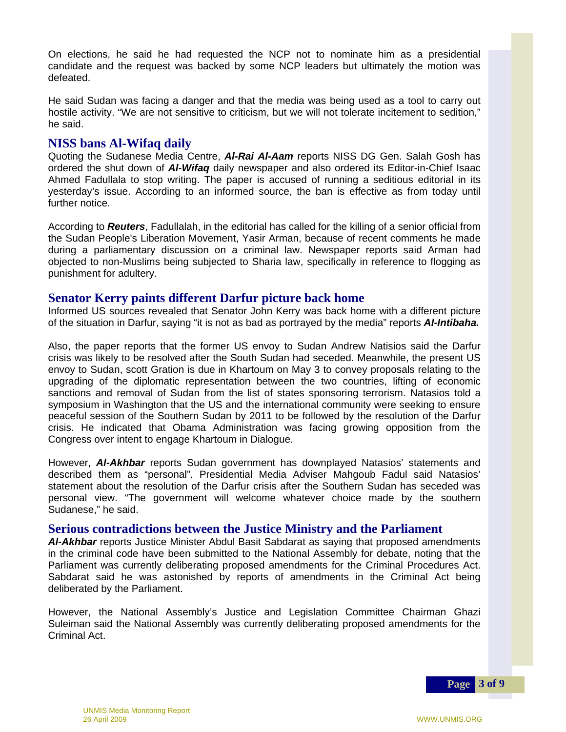On elections, he said he had requested the NCP not to nominate him as a presidential candidate and the request was backed by some NCP leaders but ultimately the motion was defeated.

He said Sudan was facing a danger and that the media was being used as a tool to carry out hostile activity. "We are not sensitive to criticism, but we will not tolerate incitement to sedition," he said.

## NISS bans Al-Wifaq daily

Quoting the Sudanese Media Centre, ***Al-Rai Al-Aam*** reports NISS DG Gen. Salah Gosh has ordered the shut down of ***Al-Wifaq*** daily newspaper and also ordered its Editor-in-Chief Isaac Ahmed Fadullala to stop writing. The paper is accused of running a seditious editorial in its yesterday's issue. According to an informed source, the ban is effective as from today until further notice.

According to ***Reuters***, Fadullalah, in the editorial has called for the killing of a senior official from the Sudan People's Liberation Movement, Yasir Arman, because of recent comments he made during a parliamentary discussion on a criminal law. Newspaper reports said Arman had objected to non-Muslims being subjected to Sharia law, specifically in reference to flogging as punishment for adultery.

## Senator Kerry paints different Darfur picture back home

Informed US sources revealed that Senator John Kerry was back home with a different picture of the situation in Darfur, saying "it is not as bad as portrayed by the media" reports ***Al-Intibaha.***

Also, the paper reports that the former US envoy to Sudan Andrew Natisios said the Darfur crisis was likely to be resolved after the South Sudan had seceded. Meanwhile, the present US envoy to Sudan, scott Gration is due in Khartoum on May 3 to convey proposals relating to the upgrading of the diplomatic representation between the two countries, lifting of economic sanctions and removal of Sudan from the list of states sponsoring terrorism. Natasios told a symposium in Washington that the US and the international community were seeking to ensure peaceful session of the Southern Sudan by 2011 to be followed by the resolution of the Darfur crisis. He indicated that Obama Administration was facing growing opposition from the Congress over intent to engage Khartoum in Dialogue.

However, ***Al-Akhbar*** reports Sudan government has downplayed Natasios' statements and described them as "personal". Presidential Media Adviser Mahgoub Fadul said Natasios' statement about the resolution of the Darfur crisis after the Southern Sudan has seceded was personal view. "The government will welcome whatever choice made by the southern Sudanese," he said.

## Serious contradictions between the Justice Ministry and the Parliament

***Al-Akhbar*** reports Justice Minister Abdul Basit Sabdarat as saying that proposed amendments in the criminal code have been submitted to the National Assembly for debate, noting that the Parliament was currently deliberating proposed amendments for the Criminal Procedures Act. Sabdarat said he was astonished by reports of amendments in the Criminal Act being deliberated by the Parliament.

However, the National Assembly's Justice and Legislation Committee Chairman Ghazi Suleiman said the National Assembly was currently deliberating proposed amendments for the Criminal Act.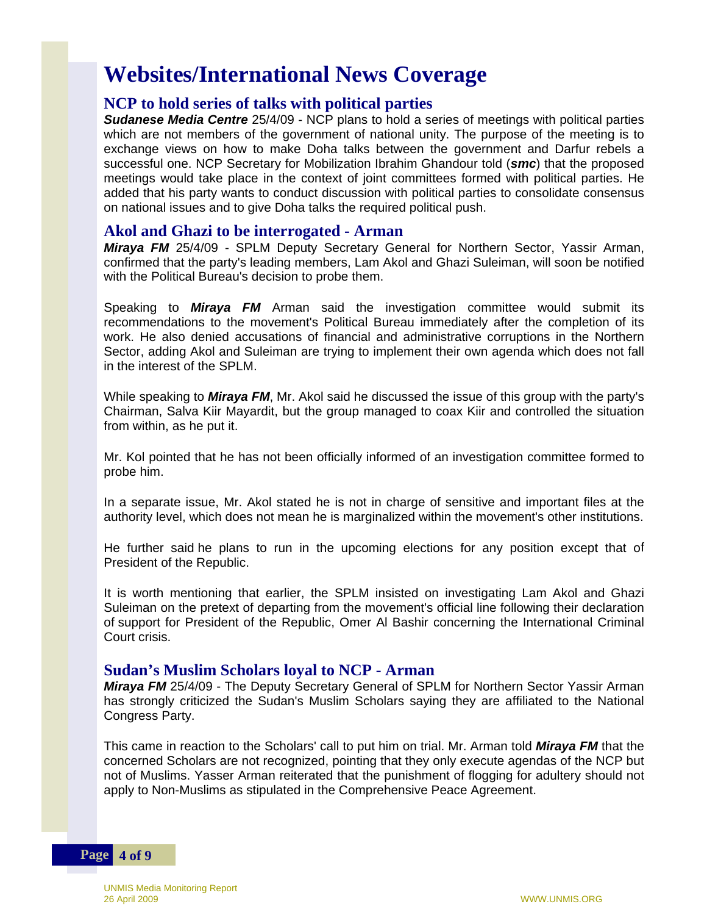# Websites/International News Coverage

## NCP to hold series of talks with political parties

***Sudanese Media Centre*** 25/4/09 - NCP plans to hold a series of meetings with political parties which are not members of the government of national unity. The purpose of the meeting is to exchange views on how to make Doha talks between the government and Darfur rebels a successful one. NCP Secretary for Mobilization Ibrahim Ghandour told (***smc***) that the proposed meetings would take place in the context of joint committees formed with political parties. He added that his party wants to conduct discussion with political parties to consolidate consensus on national issues and to give Doha talks the required political push.

## Akol and Ghazi to be interrogated - Arman

***Miraya FM*** 25/4/09 - SPLM Deputy Secretary General for Northern Sector, Yassir Arman, confirmed that the party's leading members, Lam Akol and Ghazi Suleiman, will soon be notified with the Political Bureau's decision to probe them.

Speaking to ***Miraya FM*** Arman said the investigation committee would submit its recommendations to the movement's Political Bureau immediately after the completion of its work. He also denied accusations of financial and administrative corruptions in the Northern Sector, adding Akol and Suleiman are trying to implement their own agenda which does not fall in the interest of the SPLM.

While speaking to ***Miraya FM***, Mr. Akol said he discussed the issue of this group with the party's Chairman, Salva Kiir Mayardit, but the group managed to coax Kiir and controlled the situation from within, as he put it.

Mr. Kol pointed that he has not been officially informed of an investigation committee formed to probe him.

In a separate issue, Mr. Akol stated he is not in charge of sensitive and important files at the authority level, which does not mean he is marginalized within the movement's other institutions.

He further said he plans to run in the upcoming elections for any position except that of President of the Republic.

It is worth mentioning that earlier, the SPLM insisted on investigating Lam Akol and Ghazi Suleiman on the pretext of departing from the movement's official line following their declaration of support for President of the Republic, Omer Al Bashir concerning the International Criminal Court crisis.

## Sudan's Muslim Scholars loyal to NCP - Arman

***Miraya FM*** 25/4/09 - The Deputy Secretary General of SPLM for Northern Sector Yassir Arman has strongly criticized the Sudan's Muslim Scholars saying they are affiliated to the National Congress Party.

This came in reaction to the Scholars' call to put him on trial. Mr. Arman told ***Miraya FM*** that the concerned Scholars are not recognized, pointing that they only execute agendas of the NCP but not of Muslims. Yasser Arman reiterated that the punishment of flogging for adultery should not apply to Non-Muslims as stipulated in the Comprehensive Peace Agreement.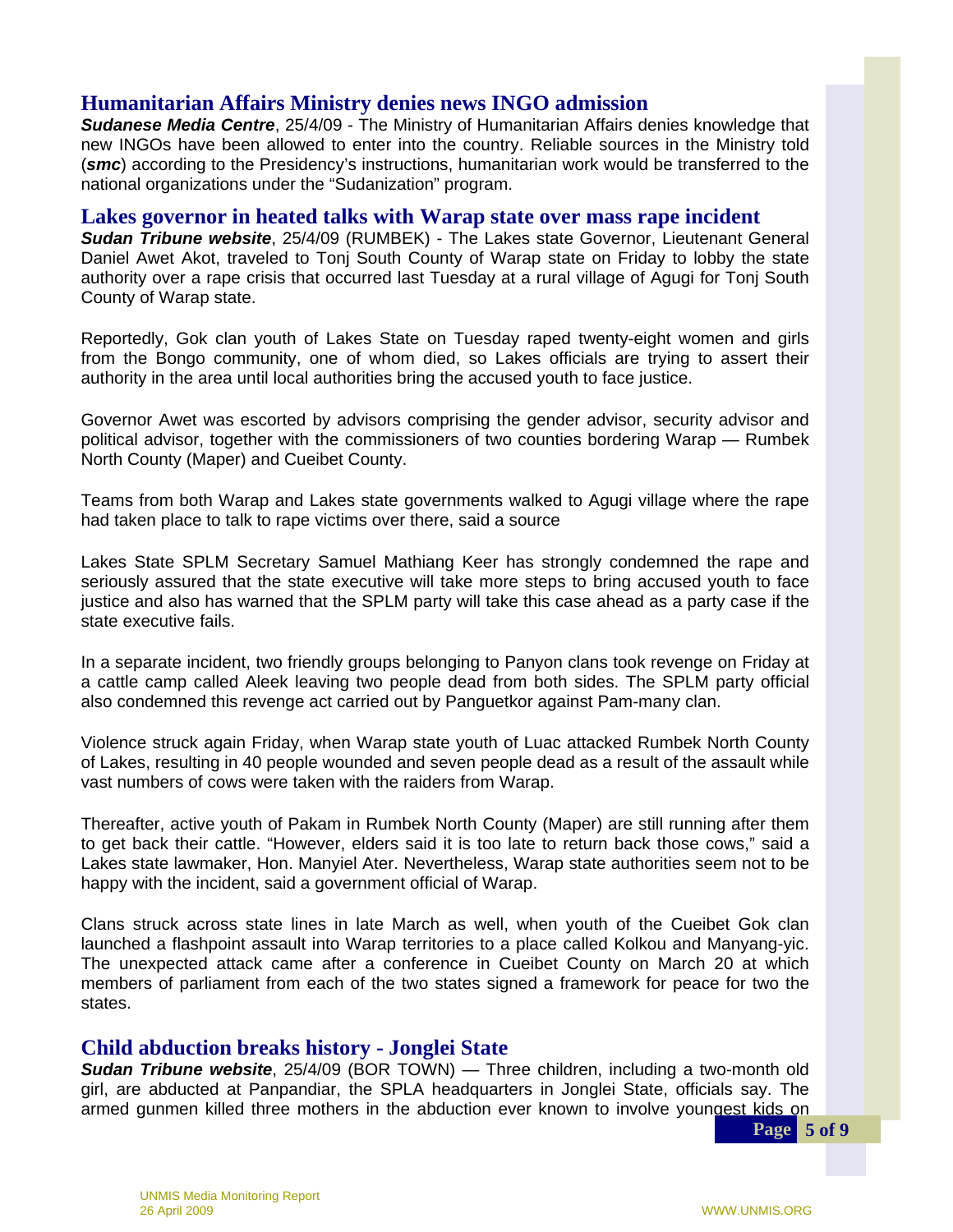## Humanitarian Affairs Ministry denies news INGO admission

***Sudanese Media Centre***, 25/4/09 - The Ministry of Humanitarian Affairs denies knowledge that new INGOs have been allowed to enter into the country. Reliable sources in the Ministry told (***smc***) according to the Presidency's instructions, humanitarian work would be transferred to the national organizations under the "Sudanization" program.

## Lakes governor in heated talks with Warap state over mass rape incident

***Sudan Tribune website***, 25/4/09 (RUMBEK) - The Lakes state Governor, Lieutenant General Daniel Awet Akot, traveled to Tonj South County of Warap state on Friday to lobby the state authority over a rape crisis that occurred last Tuesday at a rural village of Agugi for Tonj South County of Warap state.

Reportedly, Gok clan youth of Lakes State on Tuesday raped twenty-eight women and girls from the Bongo community, one of whom died, so Lakes officials are trying to assert their authority in the area until local authorities bring the accused youth to face justice.

Governor Awet was escorted by advisors comprising the gender advisor, security advisor and political advisor, together with the commissioners of two counties bordering Warap — Rumbek North County (Maper) and Cueibet County.

Teams from both Warap and Lakes state governments walked to Agugi village where the rape had taken place to talk to rape victims over there, said a source

Lakes State SPLM Secretary Samuel Mathiang Keer has strongly condemned the rape and seriously assured that the state executive will take more steps to bring accused youth to face justice and also has warned that the SPLM party will take this case ahead as a party case if the state executive fails.

In a separate incident, two friendly groups belonging to Panyon clans took revenge on Friday at a cattle camp called Aleek leaving two people dead from both sides. The SPLM party official also condemned this revenge act carried out by Panguetkor against Pam-many clan.

Violence struck again Friday, when Warap state youth of Luac attacked Rumbek North County of Lakes, resulting in 40 people wounded and seven people dead as a result of the assault while vast numbers of cows were taken with the raiders from Warap.

Thereafter, active youth of Pakam in Rumbek North County (Maper) are still running after them to get back their cattle. "However, elders said it is too late to return back those cows," said a Lakes state lawmaker, Hon. Manyiel Ater. Nevertheless, Warap state authorities seem not to be happy with the incident, said a government official of Warap.

Clans struck across state lines in late March as well, when youth of the Cueibet Gok clan launched a flashpoint assault into Warap territories to a place called Kolkou and Manyang-yic. The unexpected attack came after a conference in Cueibet County on March 20 at which members of parliament from each of the two states signed a framework for peace for two the states.

## Child abduction breaks history - Jonglei State

***Sudan Tribune website***, 25/4/09 (BOR TOWN) — Three children, including a two-month old girl, are abducted at Panpandiar, the SPLA headquarters in Jonglei State, officials say. The armed gunmen killed three mothers in the abduction ever known to involve youngest kids on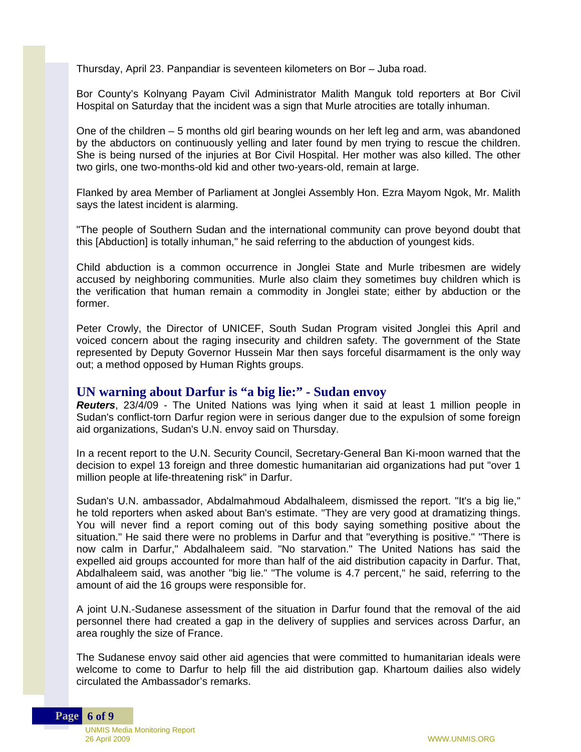Thursday, April 23. Panpandiar is seventeen kilometers on Bor – Juba road.

Bor County's Kolnyang Payam Civil Administrator Malith Manguk told reporters at Bor Civil Hospital on Saturday that the incident was a sign that Murle atrocities are totally inhuman.

One of the children – 5 months old girl bearing wounds on her left leg and arm, was abandoned by the abductors on continuously yelling and later found by men trying to rescue the children. She is being nursed of the injuries at Bor Civil Hospital. Her mother was also killed. The other two girls, one two-months-old kid and other two-years-old, remain at large.

Flanked by area Member of Parliament at Jonglei Assembly Hon. Ezra Mayom Ngok, Mr. Malith says the latest incident is alarming.

"The people of Southern Sudan and the international community can prove beyond doubt that this [Abduction] is totally inhuman," he said referring to the abduction of youngest kids.

Child abduction is a common occurrence in Jonglei State and Murle tribesmen are widely accused by neighboring communities. Murle also claim they sometimes buy children which is the verification that human remain a commodity in Jonglei state; either by abduction or the former.

Peter Crowly, the Director of UNICEF, South Sudan Program visited Jonglei this April and voiced concern about the raging insecurity and children safety. The government of the State represented by Deputy Governor Hussein Mar then says forceful disarmament is the only way out; a method opposed by Human Rights groups.

## UN warning about Darfur is "a big lie:" - Sudan envoy

***Reuters***, 23/4/09 - The United Nations was lying when it said at least 1 million people in Sudan's conflict-torn Darfur region were in serious danger due to the expulsion of some foreign aid organizations, Sudan's U.N. envoy said on Thursday.

In a recent report to the U.N. Security Council, Secretary-General Ban Ki-moon warned that the decision to expel 13 foreign and three domestic humanitarian aid organizations had put "over 1 million people at life-threatening risk" in Darfur.

Sudan's U.N. ambassador, Abdalmahmoud Abdalhaleem, dismissed the report. "It's a big lie," he told reporters when asked about Ban's estimate. "They are very good at dramatizing things. You will never find a report coming out of this body saying something positive about the situation." He said there were no problems in Darfur and that "everything is positive." "There is now calm in Darfur," Abdalhaleem said. "No starvation." The United Nations has said the expelled aid groups accounted for more than half of the aid distribution capacity in Darfur. That, Abdalhaleem said, was another "big lie." "The volume is 4.7 percent," he said, referring to the amount of aid the 16 groups were responsible for.

A joint U.N.-Sudanese assessment of the situation in Darfur found that the removal of the aid personnel there had created a gap in the delivery of supplies and services across Darfur, an area roughly the size of France.

The Sudanese envoy said other aid agencies that were committed to humanitarian ideals were welcome to come to Darfur to help fill the aid distribution gap. Khartoum dailies also widely circulated the Ambassador's remarks.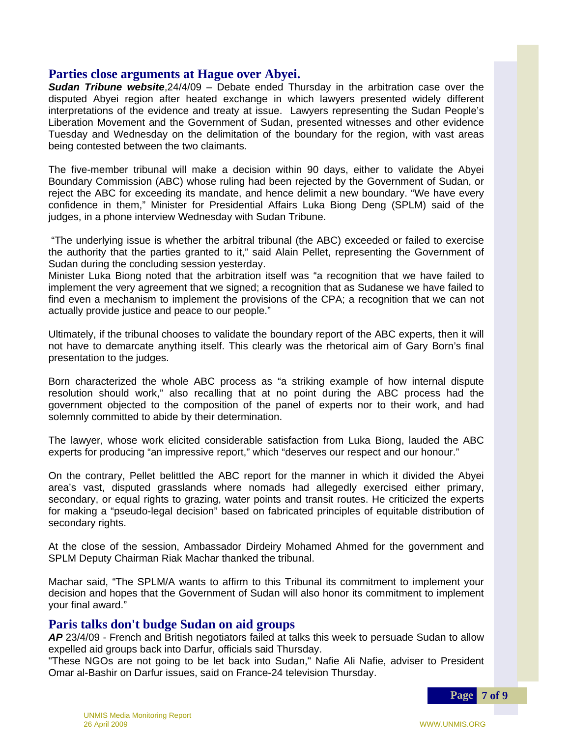## Parties close arguments at Hague over Abyei.

***Sudan Tribune website***,24/4/09 – Debate ended Thursday in the arbitration case over the disputed Abyei region after heated exchange in which lawyers presented widely different interpretations of the evidence and treaty at issue. Lawyers representing the Sudan People's Liberation Movement and the Government of Sudan, presented witnesses and other evidence Tuesday and Wednesday on the delimitation of the boundary for the region, with vast areas being contested between the two claimants.

The five-member tribunal will make a decision within 90 days, either to validate the Abyei Boundary Commission (ABC) whose ruling had been rejected by the Government of Sudan, or reject the ABC for exceeding its mandate, and hence delimit a new boundary. "We have every confidence in them," Minister for Presidential Affairs Luka Biong Deng (SPLM) said of the judges, in a phone interview Wednesday with Sudan Tribune.

"The underlying issue is whether the arbitral tribunal (the ABC) exceeded or failed to exercise the authority that the parties granted to it," said Alain Pellet, representing the Government of Sudan during the concluding session yesterday.

Minister Luka Biong noted that the arbitration itself was "a recognition that we have failed to implement the very agreement that we signed; a recognition that as Sudanese we have failed to find even a mechanism to implement the provisions of the CPA; a recognition that we can not actually provide justice and peace to our people."

Ultimately, if the tribunal chooses to validate the boundary report of the ABC experts, then it will not have to demarcate anything itself. This clearly was the rhetorical aim of Gary Born's final presentation to the judges.

Born characterized the whole ABC process as "a striking example of how internal dispute resolution should work," also recalling that at no point during the ABC process had the government objected to the composition of the panel of experts nor to their work, and had solemnly committed to abide by their determination.

The lawyer, whose work elicited considerable satisfaction from Luka Biong, lauded the ABC experts for producing "an impressive report," which "deserves our respect and our honour."

On the contrary, Pellet belittled the ABC report for the manner in which it divided the Abyei area's vast, disputed grasslands where nomads had allegedly exercised either primary, secondary, or equal rights to grazing, water points and transit routes. He criticized the experts for making a "pseudo-legal decision" based on fabricated principles of equitable distribution of secondary rights.

At the close of the session, Ambassador Dirdeiry Mohamed Ahmed for the government and SPLM Deputy Chairman Riak Machar thanked the tribunal.

Machar said, "The SPLM/A wants to affirm to this Tribunal its commitment to implement your decision and hopes that the Government of Sudan will also honor its commitment to implement your final award."

## Paris talks don't budge Sudan on aid groups

***AP*** 23/4/09 - French and British negotiators failed at talks this week to persuade Sudan to allow expelled aid groups back into Darfur, officials said Thursday.

"These NGOs are not going to be let back into Sudan," Nafie Ali Nafie, adviser to President Omar al-Bashir on Darfur issues, said on France-24 television Thursday.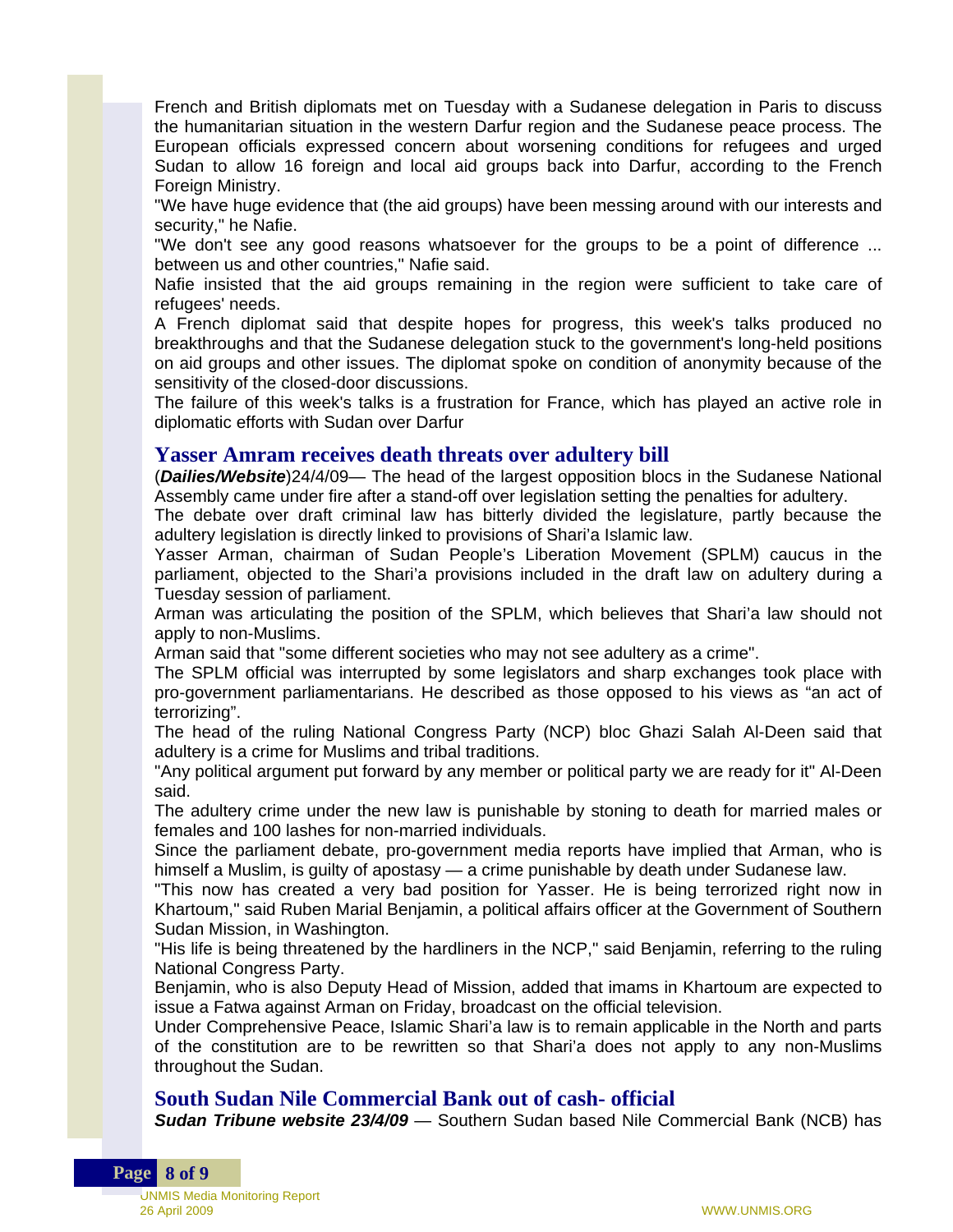French and British diplomats met on Tuesday with a Sudanese delegation in Paris to discuss the humanitarian situation in the western Darfur region and the Sudanese peace process. The European officials expressed concern about worsening conditions for refugees and urged Sudan to allow 16 foreign and local aid groups back into Darfur, according to the French Foreign Ministry.

"We have huge evidence that (the aid groups) have been messing around with our interests and security," he Nafie.

"We don't see any good reasons whatsoever for the groups to be a point of difference ... between us and other countries," Nafie said.

Nafie insisted that the aid groups remaining in the region were sufficient to take care of refugees' needs.

A French diplomat said that despite hopes for progress, this week's talks produced no breakthroughs and that the Sudanese delegation stuck to the government's long-held positions on aid groups and other issues. The diplomat spoke on condition of anonymity because of the sensitivity of the closed-door discussions.

The failure of this week's talks is a frustration for France, which has played an active role in diplomatic efforts with Sudan over Darfur

## Yasser Amram receives death threats over adultery bill

(***Dailies/Website***)24/4/09— The head of the largest opposition blocs in the Sudanese National Assembly came under fire after a stand-off over legislation setting the penalties for adultery.

The debate over draft criminal law has bitterly divided the legislature, partly because the adultery legislation is directly linked to provisions of Shari'a Islamic law.

Yasser Arman, chairman of Sudan People's Liberation Movement (SPLM) caucus in the parliament, objected to the Shari'a provisions included in the draft law on adultery during a Tuesday session of parliament.

Arman was articulating the position of the SPLM, which believes that Shari'a law should not apply to non-Muslims.

Arman said that "some different societies who may not see adultery as a crime".

The SPLM official was interrupted by some legislators and sharp exchanges took place with pro-government parliamentarians. He described as those opposed to his views as "an act of terrorizing".

The head of the ruling National Congress Party (NCP) bloc Ghazi Salah Al-Deen said that adultery is a crime for Muslims and tribal traditions.

"Any political argument put forward by any member or political party we are ready for it" Al-Deen said.

The adultery crime under the new law is punishable by stoning to death for married males or females and 100 lashes for non-married individuals.

Since the parliament debate, pro-government media reports have implied that Arman, who is himself a Muslim, is guilty of apostasy — a crime punishable by death under Sudanese law.

"This now has created a very bad position for Yasser. He is being terrorized right now in Khartoum," said Ruben Marial Benjamin, a political affairs officer at the Government of Southern Sudan Mission, in Washington.

"His life is being threatened by the hardliners in the NCP," said Benjamin, referring to the ruling National Congress Party.

Benjamin, who is also Deputy Head of Mission, added that imams in Khartoum are expected to issue a Fatwa against Arman on Friday, broadcast on the official television.

Under Comprehensive Peace, Islamic Shari'a law is to remain applicable in the North and parts of the constitution are to be rewritten so that Shari'a does not apply to any non-Muslims throughout the Sudan.

## South Sudan Nile Commercial Bank out of cash- official

***Sudan Tribune website 23/4/09*** — Southern Sudan based Nile Commercial Bank (NCB) has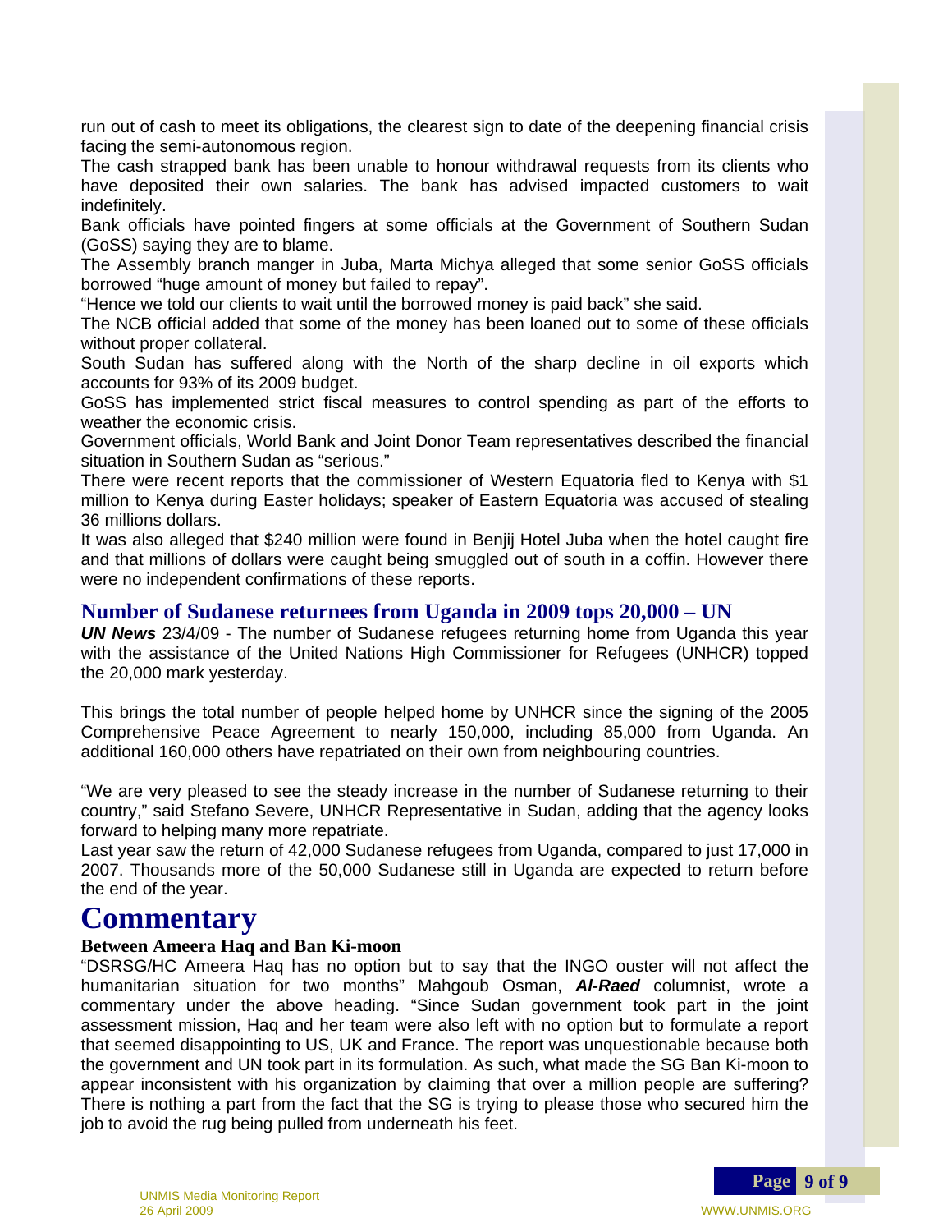run out of cash to meet its obligations, the clearest sign to date of the deepening financial crisis facing the semi-autonomous region.

The cash strapped bank has been unable to honour withdrawal requests from its clients who have deposited their own salaries. The bank has advised impacted customers to wait indefinitely.

Bank officials have pointed fingers at some officials at the Government of Southern Sudan (GoSS) saying they are to blame.

The Assembly branch manger in Juba, Marta Michya alleged that some senior GoSS officials borrowed "huge amount of money but failed to repay".

"Hence we told our clients to wait until the borrowed money is paid back" she said.

The NCB official added that some of the money has been loaned out to some of these officials without proper collateral.

South Sudan has suffered along with the North of the sharp decline in oil exports which accounts for 93% of its 2009 budget.

GoSS has implemented strict fiscal measures to control spending as part of the efforts to weather the economic crisis.

Government officials, World Bank and Joint Donor Team representatives described the financial situation in Southern Sudan as "serious."

There were recent reports that the commissioner of Western Equatoria fled to Kenya with $1 million to Kenya during Easter holidays; speaker of Eastern Equatoria was accused of stealing 36 millions dollars.

It was also alleged that $240 million were found in Benjij Hotel Juba when the hotel caught fire and that millions of dollars were caught being smuggled out of south in a coffin. However there were no independent confirmations of these reports.

### Number of Sudanese returnees from Uganda in 2009 tops 20,000 – UN

***UN News*** 23/4/09 - The number of Sudanese refugees returning home from Uganda this year with the assistance of the United Nations High Commissioner for Refugees (UNHCR) topped the 20,000 mark yesterday.

This brings the total number of people helped home by UNHCR since the signing of the 2005 Comprehensive Peace Agreement to nearly 150,000, including 85,000 from Uganda. An additional 160,000 others have repatriated on their own from neighbouring countries.

"We are very pleased to see the steady increase in the number of Sudanese returning to their country," said Stefano Severe, UNHCR Representative in Sudan, adding that the agency looks forward to helping many more repatriate.

Last year saw the return of 42,000 Sudanese refugees from Uganda, compared to just 17,000 in 2007. Thousands more of the 50,000 Sudanese still in Uganda are expected to return before the end of the year.

# Commentary

**Between Ameera Haq and Ban Ki-moon**

"DSRSG/HC Ameera Haq has no option but to say that the INGO ouster will not affect the humanitarian situation for two months" Mahgoub Osman, ***Al-Raed*** columnist, wrote a commentary under the above heading. "Since Sudan government took part in the joint assessment mission, Haq and her team were also left with no option but to formulate a report that seemed disappointing to US, UK and France. The report was unquestionable because both the government and UN took part in its formulation. As such, what made the SG Ban Ki-moon to appear inconsistent with his organization by claiming that over a million people are suffering? There is nothing a part from the fact that the SG is trying to please those who secured him the job to avoid the rug being pulled from underneath his feet.